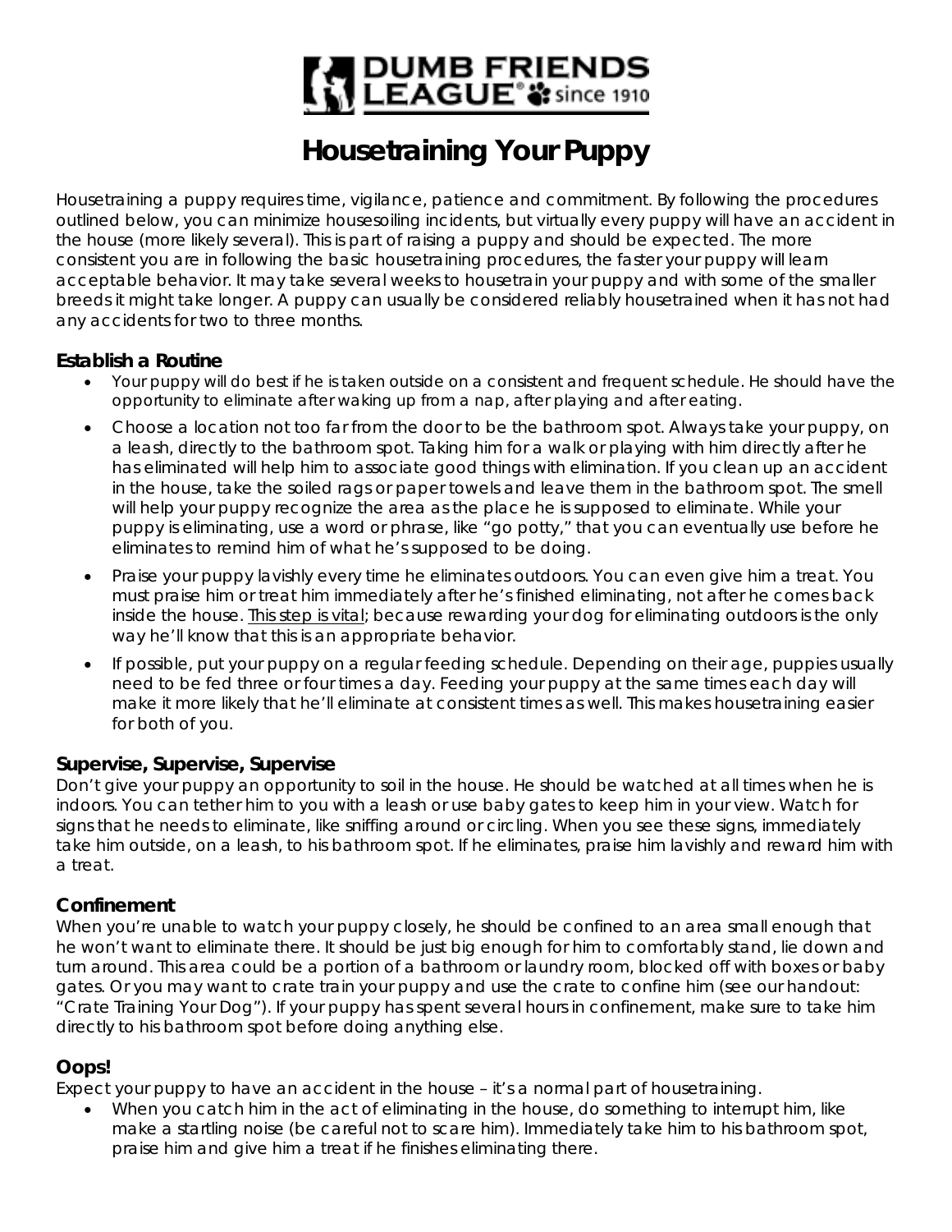# DUMB FRIENDS LEAGUE® since 1910

# Housetraining Your Puppy

Housetraining a puppy requires time, vigilance, patience and commitment. By following the procedures outlined below, you can minimize housesoiling incidents, but virtually every puppy will have an accident in the house (more likely several). This is part of raising a puppy and should be expected. The more consistent you are in following the basic housetraining procedures, the faster your puppy will learn acceptable behavior. It may take several weeks to housetrain your puppy and with some of the smaller breeds it might take longer. A puppy can usually be considered reliably housetrained when it has not had any accidents for two to three months.

### Establish a Routine

- Your puppy will do best if he is taken outside on a consistent and frequent schedule. He should have the opportunity to eliminate after waking up from a nap, after playing and after eating.
- Choose a location not too far from the door to be the bathroom spot. Always take your puppy, on a leash, directly to the bathroom spot. Taking him for a walk or playing with him directly after he has eliminated will help him to associate good things with elimination. If you clean up an accident in the house, take the soiled rags or paper towels and leave them in the bathroom spot. The smell will help your puppy recognize the area as the place he is supposed to eliminate. While your puppy is eliminating, use a word or phrase, like "go potty," that you can eventually use before he eliminates to remind him of what he's supposed to be doing.
- Praise your puppy lavishly every time he eliminates outdoors. You can even give him a treat. You must praise him or treat him immediately after he's finished eliminating, not after he comes back inside the house. <u>This step is vital</u>; because rewarding your dog for eliminating outdoors is the only way he'll know that this is an appropriate behavior.
- If possible, put your puppy on a regular feeding schedule. Depending on their age, puppies usually need to be fed three or four times a day. Feeding your puppy at the same times each day will make it more likely that he'll eliminate at consistent times as well. This makes housetraining easier for both of you.

### Supervise, Supervise, Supervise

Don't give your puppy an opportunity to soil in the house. He should be watched at all times when he is indoors. You can tether him to you with a leash or use baby gates to keep him in your view. Watch for signs that he needs to eliminate, like sniffing around or circling. When you see these signs, immediately take him outside, on a leash, to his bathroom spot. If he eliminates, praise him lavishly and reward him with a treat.

### Confinement

When you're unable to watch your puppy closely, he should be confined to an area small enough that he won't want to eliminate there. It should be just big enough for him to comfortably stand, lie down and turn around. This area could be a portion of a bathroom or laundry room, blocked off with boxes or baby gates. Or you may want to crate train your puppy and use the crate to confine him (see our handout: "Crate Training Your Dog"). If your puppy has spent several hours in confinement, make sure to take him directly to his bathroom spot before doing anything else.

### Oops!

Expect your puppy to have an accident in the house – it's a normal part of housetraining.

- When you catch him in the act of eliminating in the house, do something to interrupt him, like make a startling noise (be careful not to scare him). Immediately take him to his bathroom spot, praise him and give him a treat if he finishes eliminating there.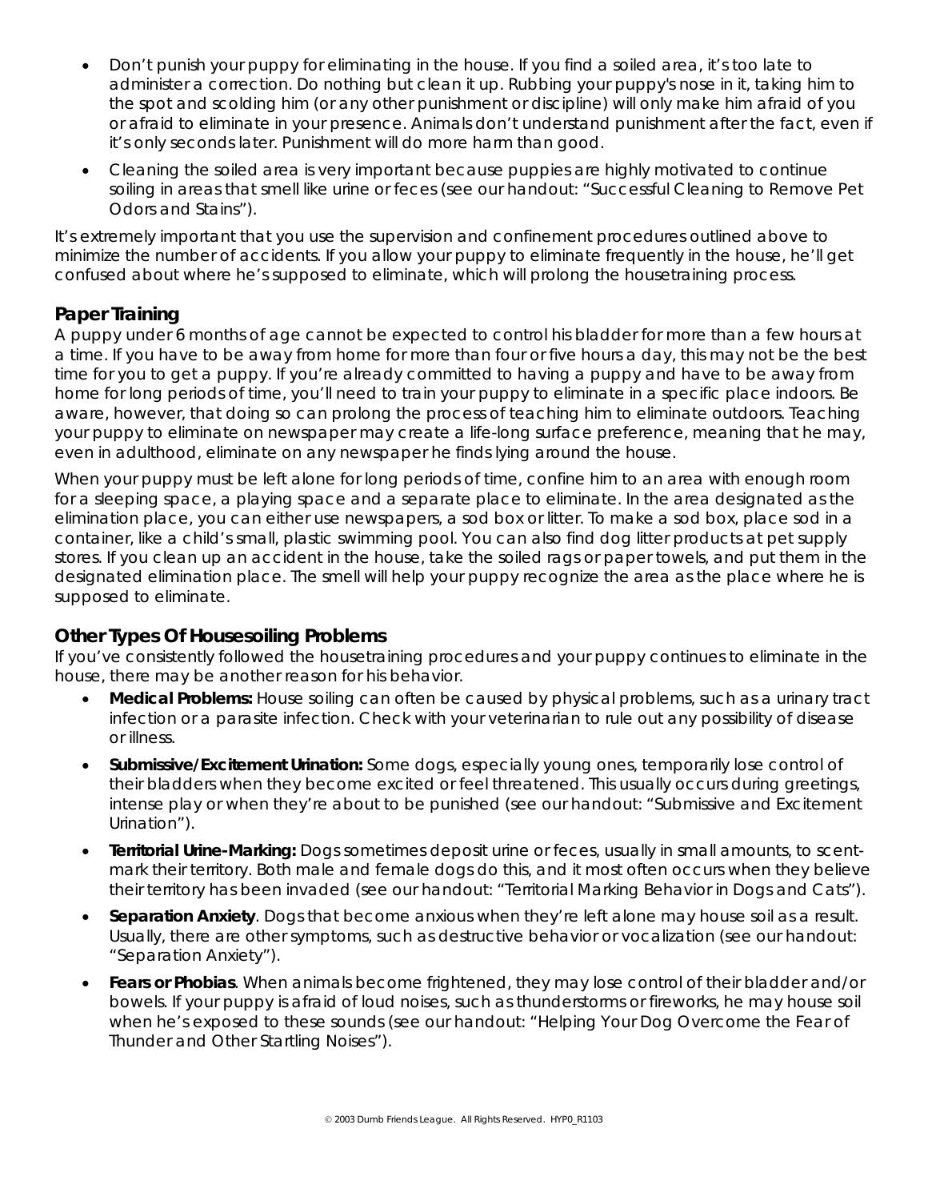- Don't punish your puppy for eliminating in the house. If you find a soiled area, it's too late to administer a correction. Do nothing but clean it up. Rubbing your puppy's nose in it, taking him to the spot and scolding him (or any other punishment or discipline) will only make him afraid of you or afraid to eliminate in your presence. Animals don't understand punishment after the fact, even if it's only seconds later. Punishment will do more harm than good.
- Cleaning the soiled area is very important because puppies are highly motivated to continue soiling in areas that smell like urine or feces (see our handout: "Successful Cleaning to Remove Pet Odors and Stains").

It's extremely important that you use the supervision and confinement procedures outlined above to minimize the number of accidents. If you allow your puppy to eliminate frequently in the house, he'll get confused about where he's supposed to eliminate, which will prolong the housetraining process.

## Paper Training

A puppy under 6 months of age cannot be expected to control his bladder for more than a few hours at a time. If you have to be away from home for more than four or five hours a day, this may not be the best time for you to get a puppy. If you're already committed to having a puppy and have to be away from home for long periods of time, you'll need to train your puppy to eliminate in a specific place indoors. Be aware, however, that doing so can prolong the process of teaching him to eliminate outdoors. Teaching your puppy to eliminate on newspaper may create a life-long surface preference, meaning that he may, even in adulthood, eliminate on any newspaper he finds lying around the house.

When your puppy must be left alone for long periods of time, confine him to an area with enough room for a sleeping space, a playing space and a separate place to eliminate. In the area designated as the elimination place, you can either use newspapers, a sod box or litter. To make a sod box, place sod in a container, like a child's small, plastic swimming pool. You can also find dog litter products at pet supply stores. If you clean up an accident in the house, take the soiled rags or paper towels, and put them in the designated elimination place. The smell will help your puppy recognize the area as the place where he is supposed to eliminate.

## Other Types Of Housesoiling Problems

If you've consistently followed the housetraining procedures and your puppy continues to eliminate in the house, there may be another reason for his behavior.

- **Medical Problems:** House soiling can often be caused by physical problems, such as a urinary tract infection or a parasite infection. Check with your veterinarian to rule out any possibility of disease or illness.
- **Submissive/Excitement Urination:** Some dogs, especially young ones, temporarily lose control of their bladders when they become excited or feel threatened. This usually occurs during greetings, intense play or when they're about to be punished (see our handout: "Submissive and Excitement Urination").
- **Territorial Urine-Marking:** Dogs sometimes deposit urine or feces, usually in small amounts, to scent-mark their territory. Both male and female dogs do this, and it most often occurs when they believe their territory has been invaded (see our handout: "Territorial Marking Behavior in Dogs and Cats").
- **Separation Anxiety**. Dogs that become anxious when they're left alone may house soil as a result. Usually, there are other symptoms, such as destructive behavior or vocalization (see our handout: "Separation Anxiety").
- **Fears or Phobias**. When animals become frightened, they may lose control of their bladder and/or bowels. If your puppy is afraid of loud noises, such as thunderstorms or fireworks, he may house soil when he's exposed to these sounds (see our handout: "Helping Your Dog Overcome the Fear of Thunder and Other Startling Noises").

© 2003 Dumb Friends League. All Rights Reserved. HYP0_R1103